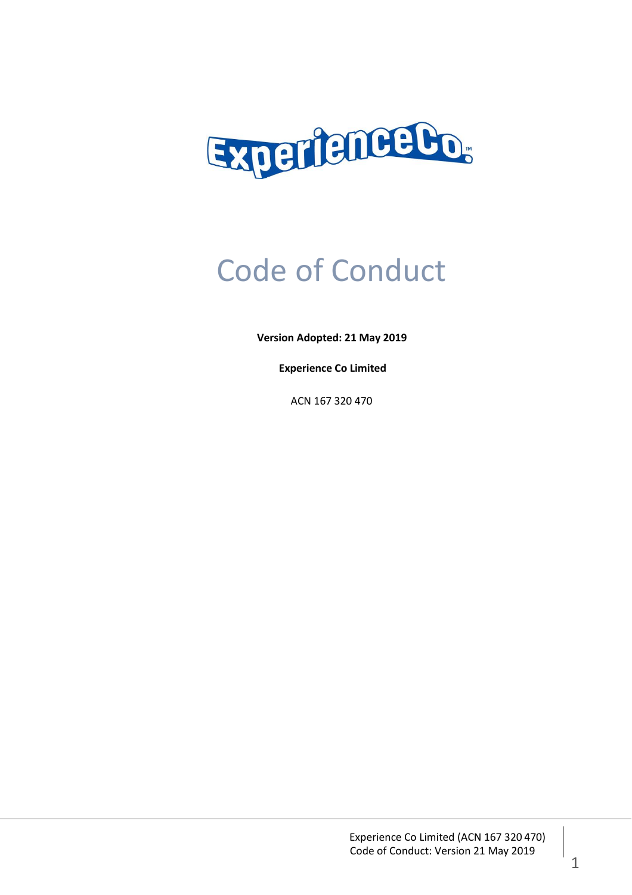# Code of Conduct

**Version Adopted: 21 May 2019**

**Experience Co Limited**

ACN 167 320 470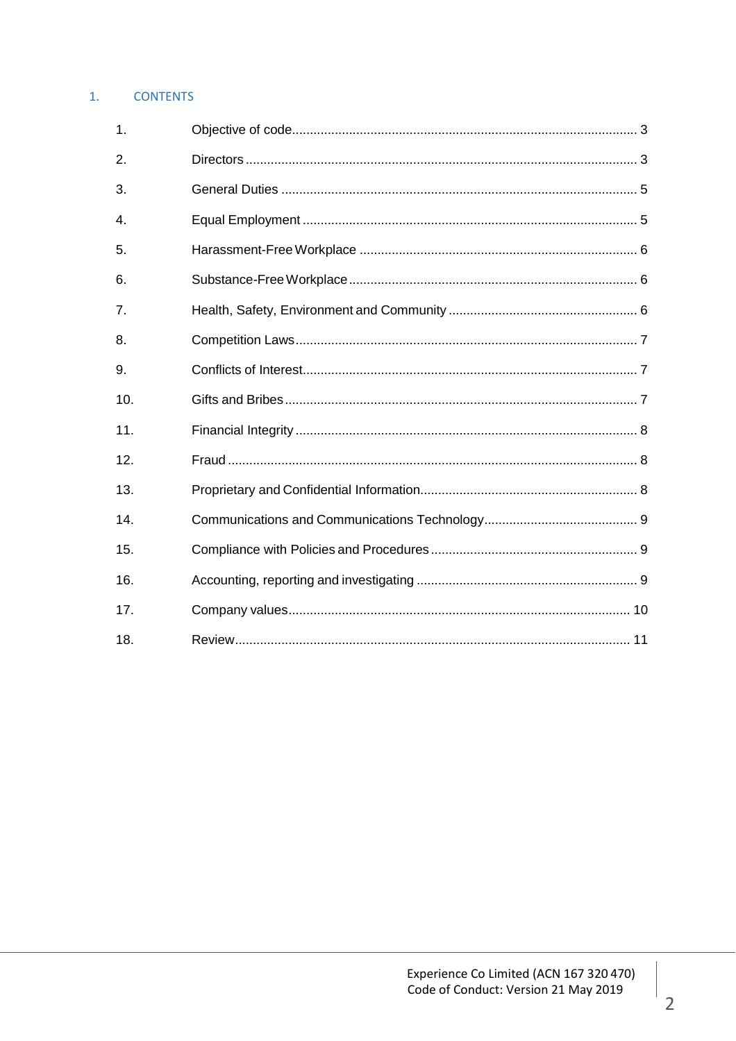## 1. CONTENTS

| | | |
|---|---|---|
| 1. | Objective of code | 3 |
| 2. | Directors | 3 |
| 3. | General Duties | 5 |
| 4. | Equal Employment | 5 |
| 5. | Harassment-Free Workplace | 6 |
| 6. | Substance-Free Workplace | 6 |
| 7. | Health, Safety, Environment and Community | 6 |
| 8. | Competition Laws | 7 |
| 9. | Conflicts of Interest | 7 |
| 10. | Gifts and Bribes | 7 |
| 11. | Financial Integrity | 8 |
| 12. | Fraud | 8 |
| 13. | Proprietary and Confidential Information | 8 |
| 14. | Communications and Communications Technology | 9 |
| 15. | Compliance with Policies and Procedures | 9 |
| 16. | Accounting, reporting and investigating | 9 |
| 17. | Company values | 10 |
| 18. | Review | 11 |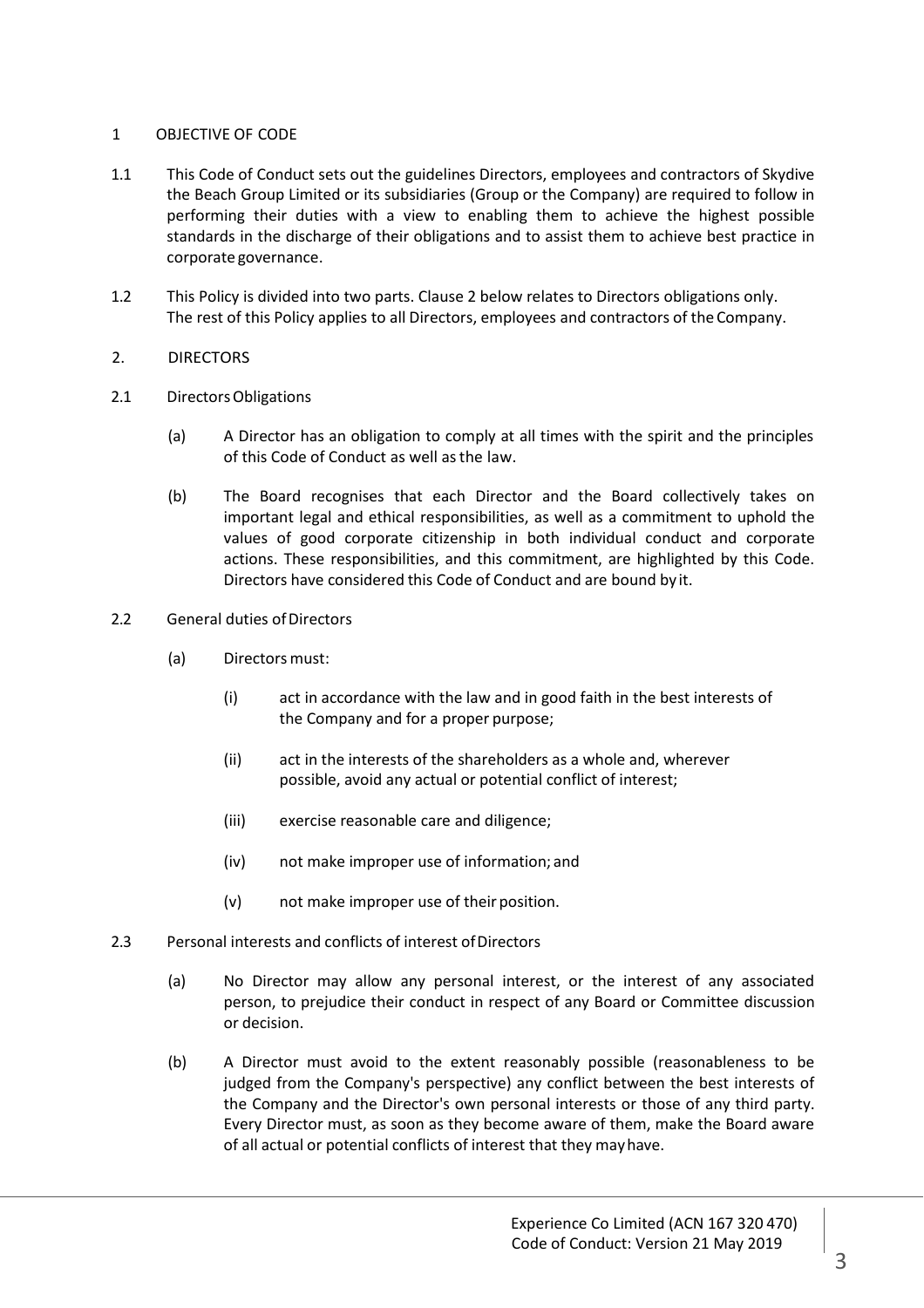## 1 OBJECTIVE OF CODE

1.1 This Code of Conduct sets out the guidelines Directors, employees and contractors of Skydive the Beach Group Limited or its subsidiaries (Group or the Company) are required to follow in performing their duties with a view to enabling them to achieve the highest possible standards in the discharge of their obligations and to assist them to achieve best practice in corporate governance.

1.2 This Policy is divided into two parts. Clause 2 below relates to Directors obligations only. The rest of this Policy applies to all Directors, employees and contractors of the Company.

## 2. DIRECTORS

### 2.1 Directors Obligations

(a) A Director has an obligation to comply at all times with the spirit and the principles of this Code of Conduct as well as the law.

(b) The Board recognises that each Director and the Board collectively takes on important legal and ethical responsibilities, as well as a commitment to uphold the values of good corporate citizenship in both individual conduct and corporate actions. These responsibilities, and this commitment, are highlighted by this Code. Directors have considered this Code of Conduct and are bound by it.

### 2.2 General duties of Directors

(a) Directors must:

(i) act in accordance with the law and in good faith in the best interests of the Company and for a proper purpose;

(ii) act in the interests of the shareholders as a whole and, wherever possible, avoid any actual or potential conflict of interest;

(iii) exercise reasonable care and diligence;

(iv) not make improper use of information; and

(v) not make improper use of their position.

### 2.3 Personal interests and conflicts of interest of Directors

(a) No Director may allow any personal interest, or the interest of any associated person, to prejudice their conduct in respect of any Board or Committee discussion or decision.

(b) A Director must avoid to the extent reasonably possible (reasonableness to be judged from the Company's perspective) any conflict between the best interests of the Company and the Director's own personal interests or those of any third party. Every Director must, as soon as they become aware of them, make the Board aware of all actual or potential conflicts of interest that they may have.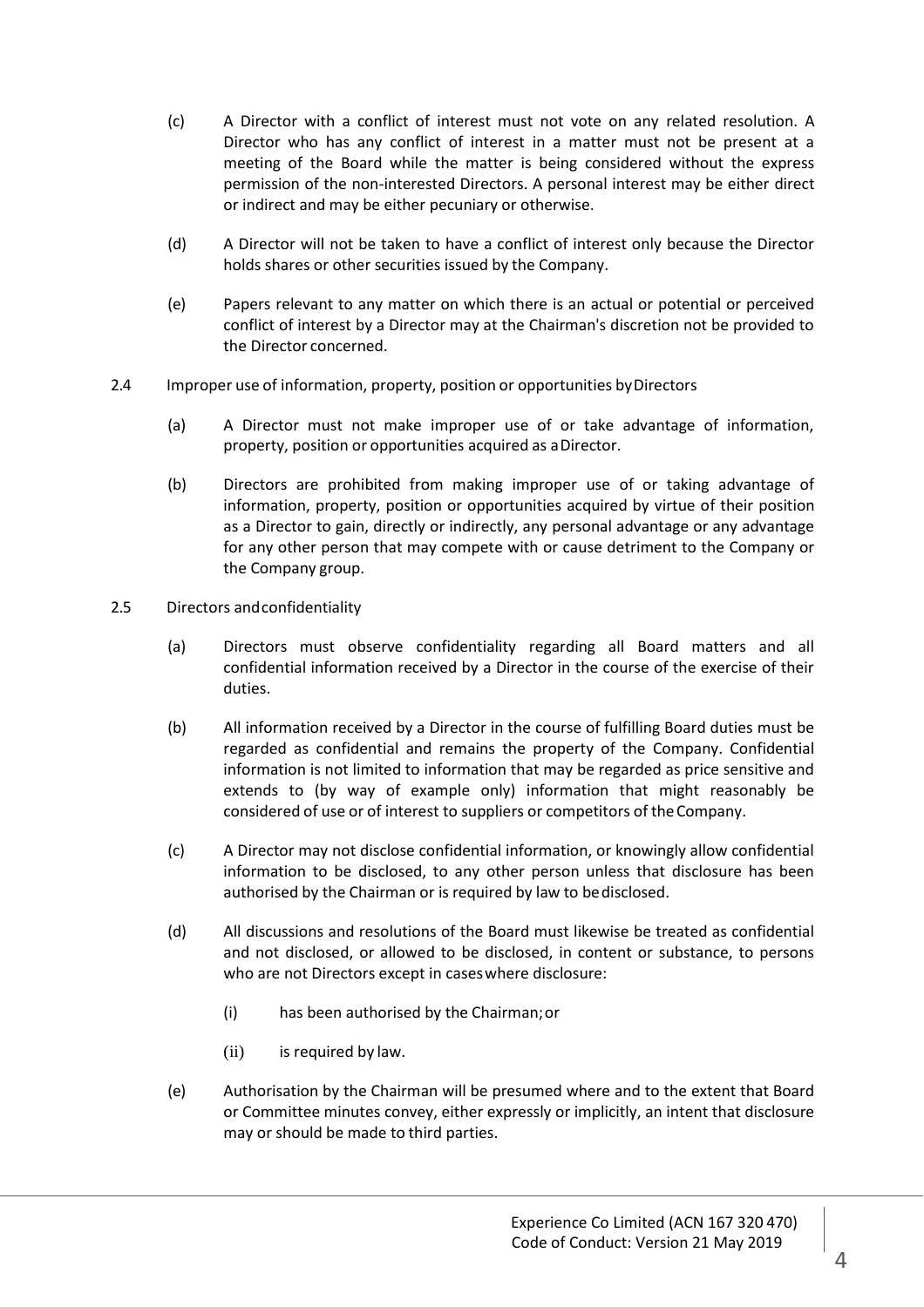(c) A Director with a conflict of interest must not vote on any related resolution. A Director who has any conflict of interest in a matter must not be present at a meeting of the Board while the matter is being considered without the express permission of the non-interested Directors. A personal interest may be either direct or indirect and may be either pecuniary or otherwise.

(d) A Director will not be taken to have a conflict of interest only because the Director holds shares or other securities issued by the Company.

(e) Papers relevant to any matter on which there is an actual or potential or perceived conflict of interest by a Director may at the Chairman's discretion not be provided to the Director concerned.

2.4 Improper use of information, property, position or opportunities by Directors

(a) A Director must not make improper use of or take advantage of information, property, position or opportunities acquired as a Director.

(b) Directors are prohibited from making improper use of or taking advantage of information, property, position or opportunities acquired by virtue of their position as a Director to gain, directly or indirectly, any personal advantage or any advantage for any other person that may compete with or cause detriment to the Company or the Company group.

2.5 Directors and confidentiality

(a) Directors must observe confidentiality regarding all Board matters and all confidential information received by a Director in the course of the exercise of their duties.

(b) All information received by a Director in the course of fulfilling Board duties must be regarded as confidential and remains the property of the Company. Confidential information is not limited to information that may be regarded as price sensitive and extends to (by way of example only) information that might reasonably be considered of use or of interest to suppliers or competitors of the Company.

(c) A Director may not disclose confidential information, or knowingly allow confidential information to be disclosed, to any other person unless that disclosure has been authorised by the Chairman or is required by law to be disclosed.

(d) All discussions and resolutions of the Board must likewise be treated as confidential and not disclosed, or allowed to be disclosed, in content or substance, to persons who are not Directors except in cases where disclosure:

(i) has been authorised by the Chairman; or

(ii) is required by law.

(e) Authorisation by the Chairman will be presumed where and to the extent that Board or Committee minutes convey, either expressly or implicitly, an intent that disclosure may or should be made to third parties.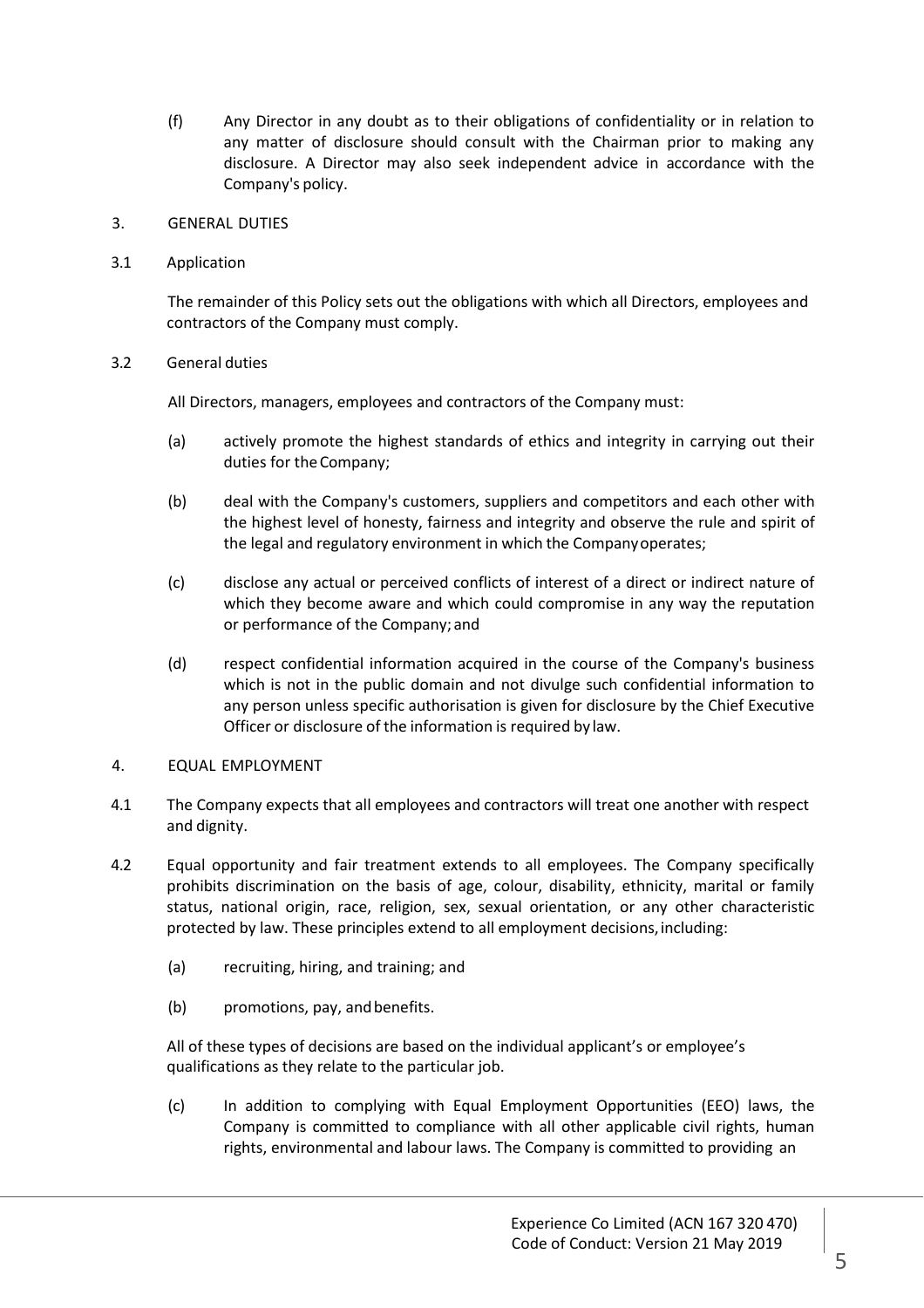(f) Any Director in any doubt as to their obligations of confidentiality or in relation to any matter of disclosure should consult with the Chairman prior to making any disclosure. A Director may also seek independent advice in accordance with the Company's policy.

## 3. GENERAL DUTIES

### 3.1 Application

The remainder of this Policy sets out the obligations with which all Directors, employees and contractors of the Company must comply.

### 3.2 General duties

All Directors, managers, employees and contractors of the Company must:

(a) actively promote the highest standards of ethics and integrity in carrying out their duties for the Company;

(b) deal with the Company's customers, suppliers and competitors and each other with the highest level of honesty, fairness and integrity and observe the rule and spirit of the legal and regulatory environment in which the Company operates;

(c) disclose any actual or perceived conflicts of interest of a direct or indirect nature of which they become aware and which could compromise in any way the reputation or performance of the Company; and

(d) respect confidential information acquired in the course of the Company's business which is not in the public domain and not divulge such confidential information to any person unless specific authorisation is given for disclosure by the Chief Executive Officer or disclosure of the information is required by law.

## 4. EQUAL EMPLOYMENT

4.1 The Company expects that all employees and contractors will treat one another with respect and dignity.

4.2 Equal opportunity and fair treatment extends to all employees. The Company specifically prohibits discrimination on the basis of age, colour, disability, ethnicity, marital or family status, national origin, race, religion, sex, sexual orientation, or any other characteristic protected by law. These principles extend to all employment decisions, including:

(a) recruiting, hiring, and training; and

(b) promotions, pay, and benefits.

All of these types of decisions are based on the individual applicant's or employee's qualifications as they relate to the particular job.

(c) In addition to complying with Equal Employment Opportunities (EEO) laws, the Company is committed to compliance with all other applicable civil rights, human rights, environmental and labour laws. The Company is committed to providing an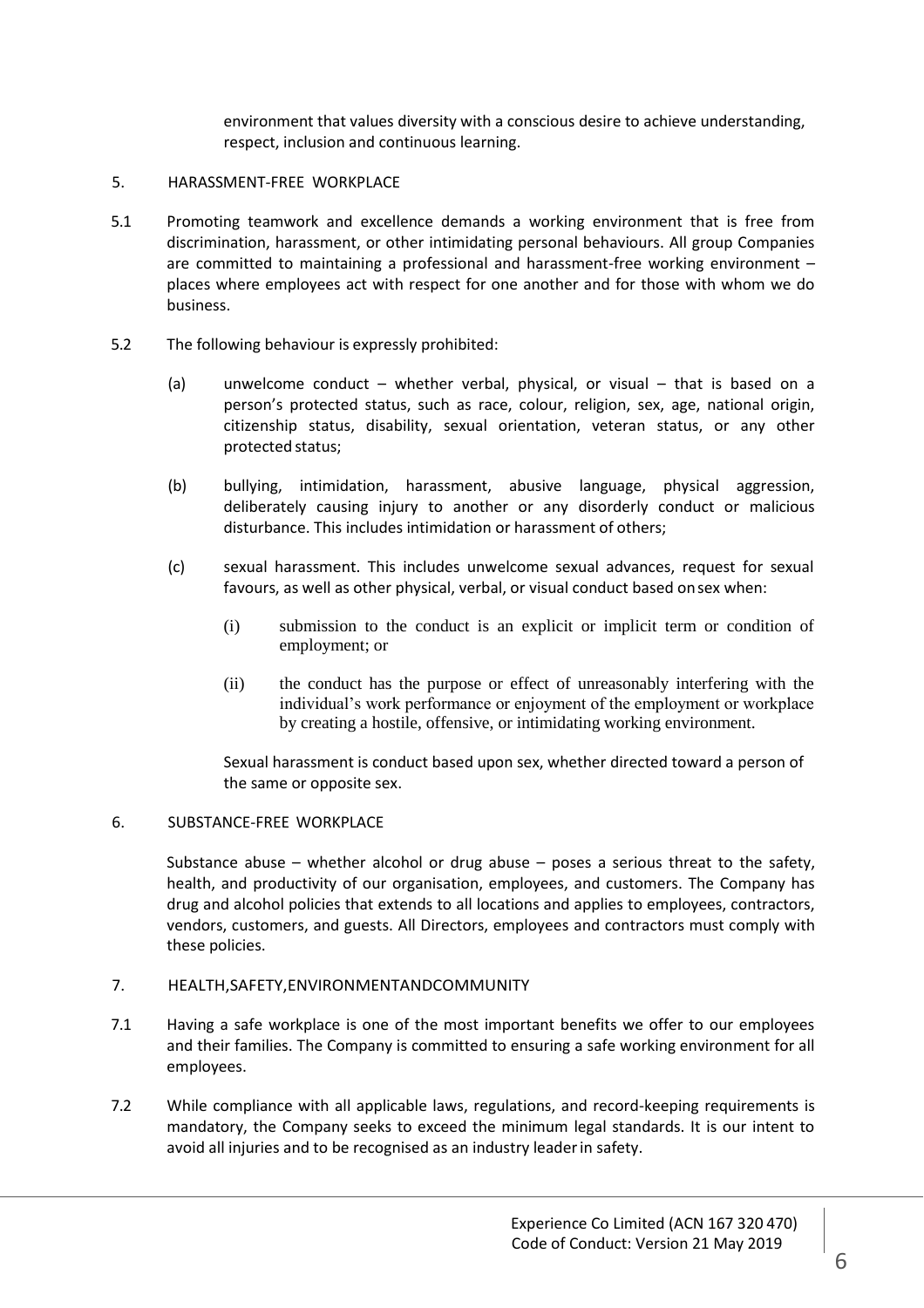environment that values diversity with a conscious desire to achieve understanding, respect, inclusion and continuous learning.

## 5. HARASSMENT-FREE WORKPLACE

5.1 Promoting teamwork and excellence demands a working environment that is free from discrimination, harassment, or other intimidating personal behaviours. All group Companies are committed to maintaining a professional and harassment-free working environment – places where employees act with respect for one another and for those with whom we do business.

5.2 The following behaviour is expressly prohibited:

(a) unwelcome conduct – whether verbal, physical, or visual – that is based on a person's protected status, such as race, colour, religion, sex, age, national origin, citizenship status, disability, sexual orientation, veteran status, or any other protected status;

(b) bullying, intimidation, harassment, abusive language, physical aggression, deliberately causing injury to another or any disorderly conduct or malicious disturbance. This includes intimidation or harassment of others;

(c) sexual harassment. This includes unwelcome sexual advances, request for sexual favours, as well as other physical, verbal, or visual conduct based on sex when:

(i) submission to the conduct is an explicit or implicit term or condition of employment; or

(ii) the conduct has the purpose or effect of unreasonably interfering with the individual's work performance or enjoyment of the employment or workplace by creating a hostile, offensive, or intimidating working environment.

Sexual harassment is conduct based upon sex, whether directed toward a person of the same or opposite sex.

## 6. SUBSTANCE-FREE WORKPLACE

Substance abuse – whether alcohol or drug abuse – poses a serious threat to the safety, health, and productivity of our organisation, employees, and customers. The Company has drug and alcohol policies that extends to all locations and applies to employees, contractors, vendors, customers, and guests. All Directors, employees and contractors must comply with these policies.

## 7. HEALTH,SAFETY,ENVIRONMENTANDCOMMUNITY

7.1 Having a safe workplace is one of the most important benefits we offer to our employees and their families. The Company is committed to ensuring a safe working environment for all employees.

7.2 While compliance with all applicable laws, regulations, and record-keeping requirements is mandatory, the Company seeks to exceed the minimum legal standards. It is our intent to avoid all injuries and to be recognised as an industry leader in safety.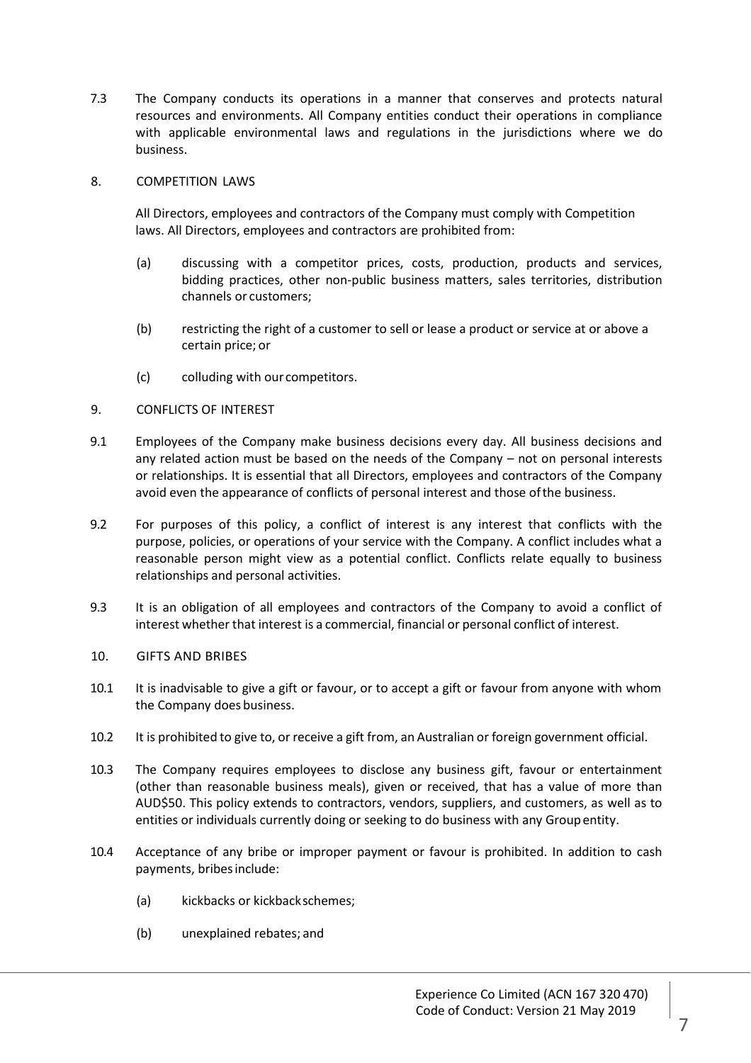7.3 The Company conducts its operations in a manner that conserves and protects natural resources and environments. All Company entities conduct their operations in compliance with applicable environmental laws and regulations in the jurisdictions where we do business.

## 8. COMPETITION LAWS

All Directors, employees and contractors of the Company must comply with Competition laws. All Directors, employees and contractors are prohibited from:

(a) discussing with a competitor prices, costs, production, products and services, bidding practices, other non-public business matters, sales territories, distribution channels or customers;

(b) restricting the right of a customer to sell or lease a product or service at or above a certain price; or

(c) colluding with our competitors.

## 9. CONFLICTS OF INTEREST

9.1 Employees of the Company make business decisions every day. All business decisions and any related action must be based on the needs of the Company – not on personal interests or relationships. It is essential that all Directors, employees and contractors of the Company avoid even the appearance of conflicts of personal interest and those of the business.

9.2 For purposes of this policy, a conflict of interest is any interest that conflicts with the purpose, policies, or operations of your service with the Company. A conflict includes what a reasonable person might view as a potential conflict. Conflicts relate equally to business relationships and personal activities.

9.3 It is an obligation of all employees and contractors of the Company to avoid a conflict of interest whether that interest is a commercial, financial or personal conflict of interest.

## 10. GIFTS AND BRIBES

10.1 It is inadvisable to give a gift or favour, or to accept a gift or favour from anyone with whom the Company does business.

10.2 It is prohibited to give to, or receive a gift from, an Australian or foreign government official.

10.3 The Company requires employees to disclose any business gift, favour or entertainment (other than reasonable business meals), given or received, that has a value of more than AUD$50. This policy extends to contractors, vendors, suppliers, and customers, as well as to entities or individuals currently doing or seeking to do business with any Group entity.

10.4 Acceptance of any bribe or improper payment or favour is prohibited. In addition to cash payments, bribes include:

(a) kickbacks or kickback schemes;

(b) unexplained rebates; and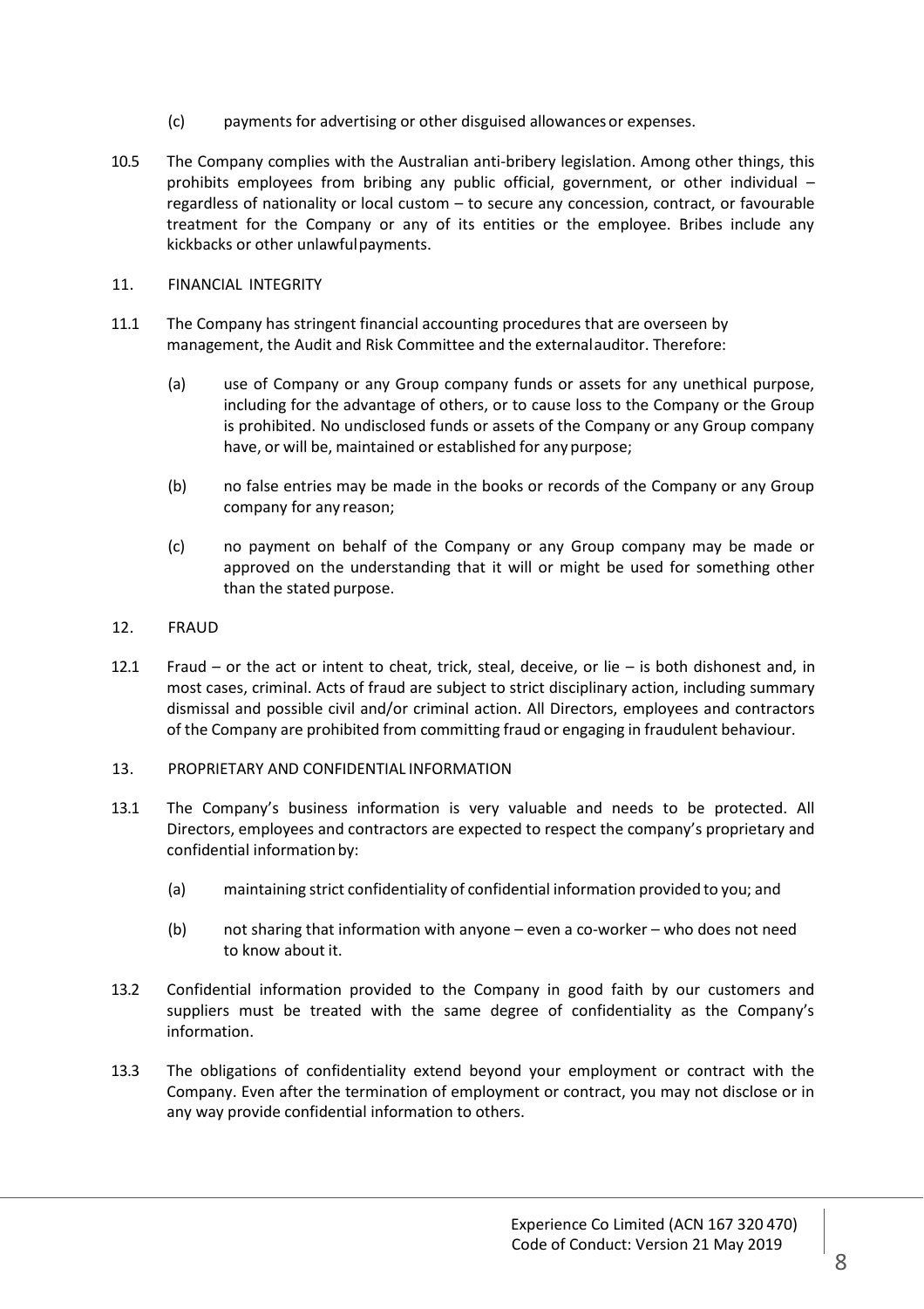(c) payments for advertising or other disguised allowances or expenses.

10.5 The Company complies with the Australian anti-bribery legislation. Among other things, this prohibits employees from bribing any public official, government, or other individual – regardless of nationality or local custom – to secure any concession, contract, or favourable treatment for the Company or any of its entities or the employee. Bribes include any kickbacks or other unlawful payments.

## 11. FINANCIAL INTEGRITY

11.1 The Company has stringent financial accounting procedures that are overseen by management, the Audit and Risk Committee and the external auditor. Therefore:

(a) use of Company or any Group company funds or assets for any unethical purpose, including for the advantage of others, or to cause loss to the Company or the Group is prohibited. No undisclosed funds or assets of the Company or any Group company have, or will be, maintained or established for any purpose;

(b) no false entries may be made in the books or records of the Company or any Group company for any reason;

(c) no payment on behalf of the Company or any Group company may be made or approved on the understanding that it will or might be used for something other than the stated purpose.

## 12. FRAUD

12.1 Fraud – or the act or intent to cheat, trick, steal, deceive, or lie – is both dishonest and, in most cases, criminal. Acts of fraud are subject to strict disciplinary action, including summary dismissal and possible civil and/or criminal action. All Directors, employees and contractors of the Company are prohibited from committing fraud or engaging in fraudulent behaviour.

## 13. PROPRIETARY AND CONFIDENTIAL INFORMATION

13.1 The Company's business information is very valuable and needs to be protected. All Directors, employees and contractors are expected to respect the company's proprietary and confidential information by:

(a) maintaining strict confidentiality of confidential information provided to you; and

(b) not sharing that information with anyone – even a co-worker – who does not need to know about it.

13.2 Confidential information provided to the Company in good faith by our customers and suppliers must be treated with the same degree of confidentiality as the Company's information.

13.3 The obligations of confidentiality extend beyond your employment or contract with the Company. Even after the termination of employment or contract, you may not disclose or in any way provide confidential information to others.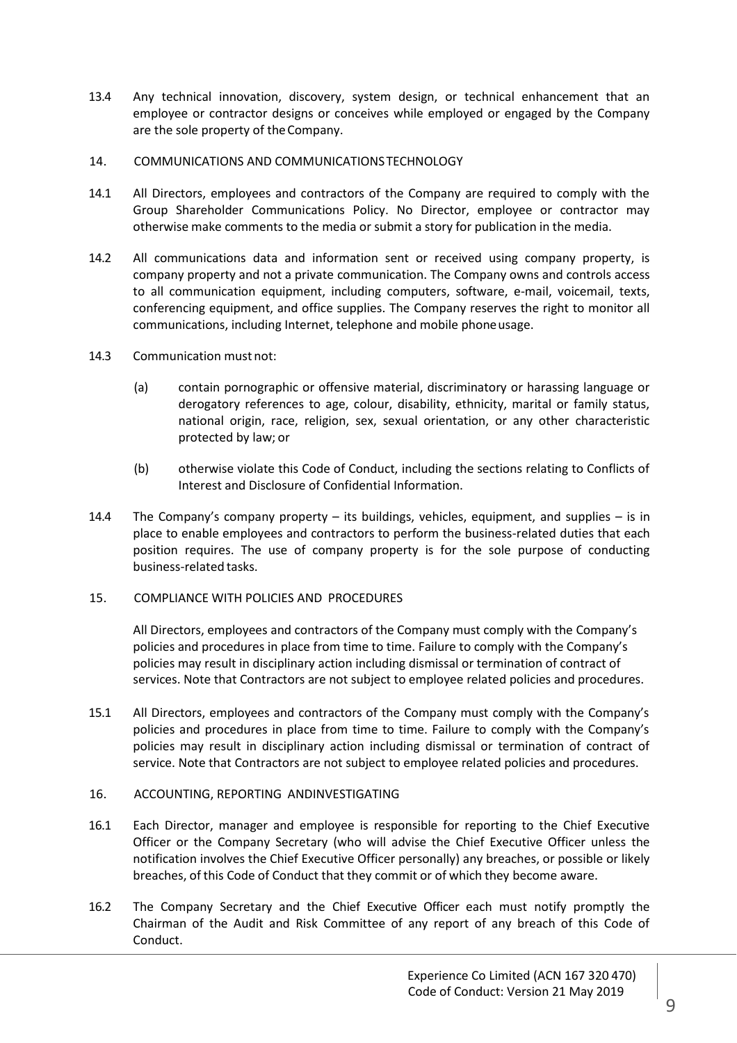13.4 Any technical innovation, discovery, system design, or technical enhancement that an employee or contractor designs or conceives while employed or engaged by the Company are the sole property of the Company.

## 14. COMMUNICATIONS AND COMMUNICATIONS TECHNOLOGY

14.1 All Directors, employees and contractors of the Company are required to comply with the Group Shareholder Communications Policy. No Director, employee or contractor may otherwise make comments to the media or submit a story for publication in the media.

14.2 All communications data and information sent or received using company property, is company property and not a private communication. The Company owns and controls access to all communication equipment, including computers, software, e-mail, voicemail, texts, conferencing equipment, and office supplies. The Company reserves the right to monitor all communications, including Internet, telephone and mobile phone usage.

14.3 Communication must not:

(a) contain pornographic or offensive material, discriminatory or harassing language or derogatory references to age, colour, disability, ethnicity, marital or family status, national origin, race, religion, sex, sexual orientation, or any other characteristic protected by law; or

(b) otherwise violate this Code of Conduct, including the sections relating to Conflicts of Interest and Disclosure of Confidential Information.

14.4 The Company's company property – its buildings, vehicles, equipment, and supplies – is in place to enable employees and contractors to perform the business-related duties that each position requires. The use of company property is for the sole purpose of conducting business-related tasks.

## 15. COMPLIANCE WITH POLICIES AND PROCEDURES

All Directors, employees and contractors of the Company must comply with the Company's policies and procedures in place from time to time. Failure to comply with the Company's policies may result in disciplinary action including dismissal or termination of contract of services. Note that Contractors are not subject to employee related policies and procedures.

15.1 All Directors, employees and contractors of the Company must comply with the Company's policies and procedures in place from time to time. Failure to comply with the Company's policies may result in disciplinary action including dismissal or termination of contract of service. Note that Contractors are not subject to employee related policies and procedures.

## 16. ACCOUNTING, REPORTING ANDINVESTIGATING

16.1 Each Director, manager and employee is responsible for reporting to the Chief Executive Officer or the Company Secretary (who will advise the Chief Executive Officer unless the notification involves the Chief Executive Officer personally) any breaches, or possible or likely breaches, of this Code of Conduct that they commit or of which they become aware.

16.2 The Company Secretary and the Chief Executive Officer each must notify promptly the Chairman of the Audit and Risk Committee of any report of any breach of this Code of Conduct.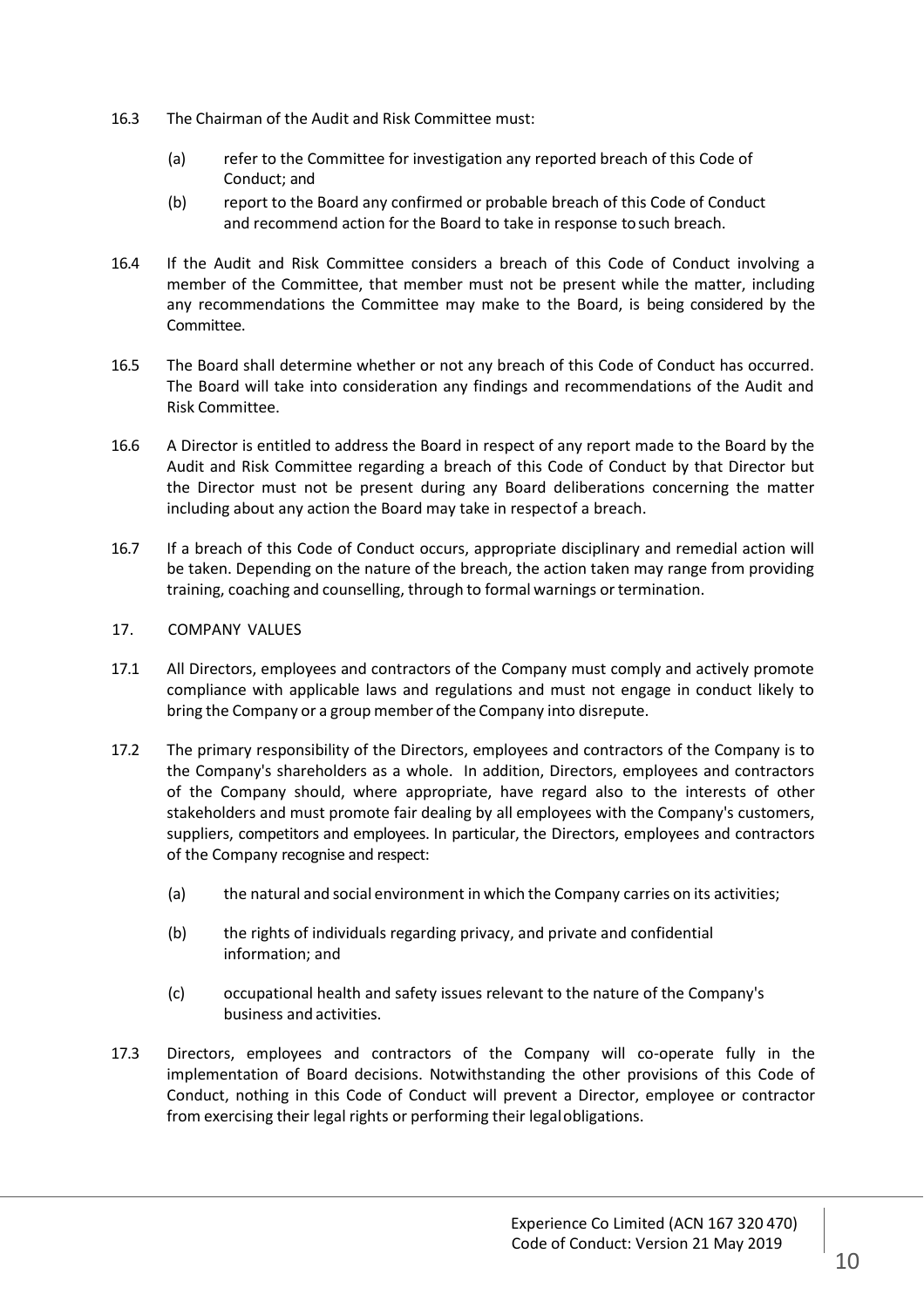16.3 The Chairman of the Audit and Risk Committee must:

(a) refer to the Committee for investigation any reported breach of this Code of Conduct; and

(b) report to the Board any confirmed or probable breach of this Code of Conduct and recommend action for the Board to take in response to such breach.

16.4 If the Audit and Risk Committee considers a breach of this Code of Conduct involving a member of the Committee, that member must not be present while the matter, including any recommendations the Committee may make to the Board, is being considered by the Committee.

16.5 The Board shall determine whether or not any breach of this Code of Conduct has occurred. The Board will take into consideration any findings and recommendations of the Audit and Risk Committee.

16.6 A Director is entitled to address the Board in respect of any report made to the Board by the Audit and Risk Committee regarding a breach of this Code of Conduct by that Director but the Director must not be present during any Board deliberations concerning the matter including about any action the Board may take in respect of a breach.

16.7 If a breach of this Code of Conduct occurs, appropriate disciplinary and remedial action will be taken. Depending on the nature of the breach, the action taken may range from providing training, coaching and counselling, through to formal warnings or termination.

## 17. COMPANY VALUES

17.1 All Directors, employees and contractors of the Company must comply and actively promote compliance with applicable laws and regulations and must not engage in conduct likely to bring the Company or a group member of the Company into disrepute.

17.2 The primary responsibility of the Directors, employees and contractors of the Company is to the Company's shareholders as a whole. In addition, Directors, employees and contractors of the Company should, where appropriate, have regard also to the interests of other stakeholders and must promote fair dealing by all employees with the Company's customers, suppliers, competitors and employees. In particular, the Directors, employees and contractors of the Company recognise and respect:

(a) the natural and social environment in which the Company carries on its activities;

(b) the rights of individuals regarding privacy, and private and confidential information; and

(c) occupational health and safety issues relevant to the nature of the Company's business and activities.

17.3 Directors, employees and contractors of the Company will co-operate fully in the implementation of Board decisions. Notwithstanding the other provisions of this Code of Conduct, nothing in this Code of Conduct will prevent a Director, employee or contractor from exercising their legal rights or performing their legal obligations.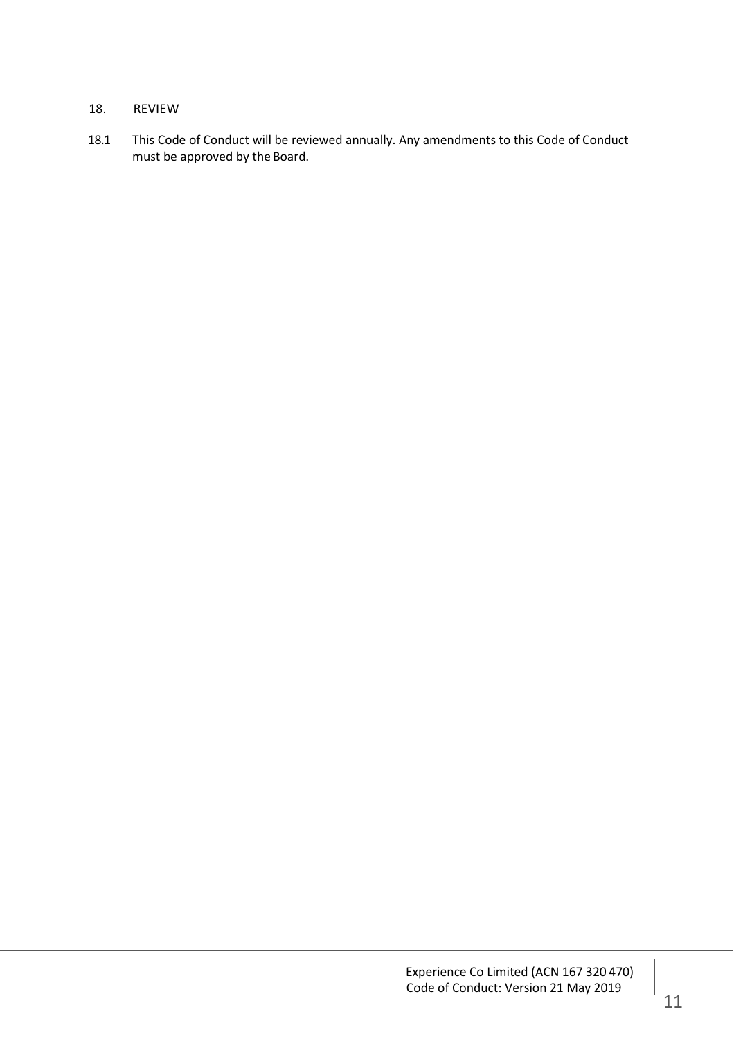## 18. REVIEW

18.1 This Code of Conduct will be reviewed annually. Any amendments to this Code of Conduct must be approved by the Board.